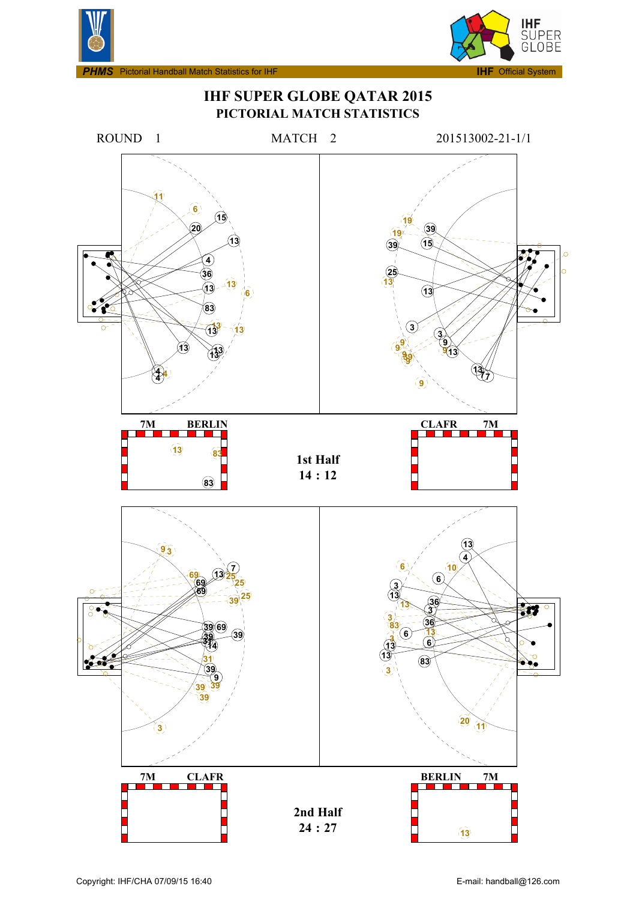PHMS Pictorial Handball Match Statistics for IHF — IHF Official System

# IHF SUPER GLOBE QATAR 2015

## PICTORIAL MATCH STATISTICS

ROUND 1 MATCH 2 201513002-21-1/1

7M BERLIN

CLAFR 7M

**1st Half**
**14 : 12**

7M CLAFR

BERLIN 7M

**2nd Half**
**24 : 27**

Copyright: IHF/CHA 07/09/15 16:40

E-mail: handball@126.com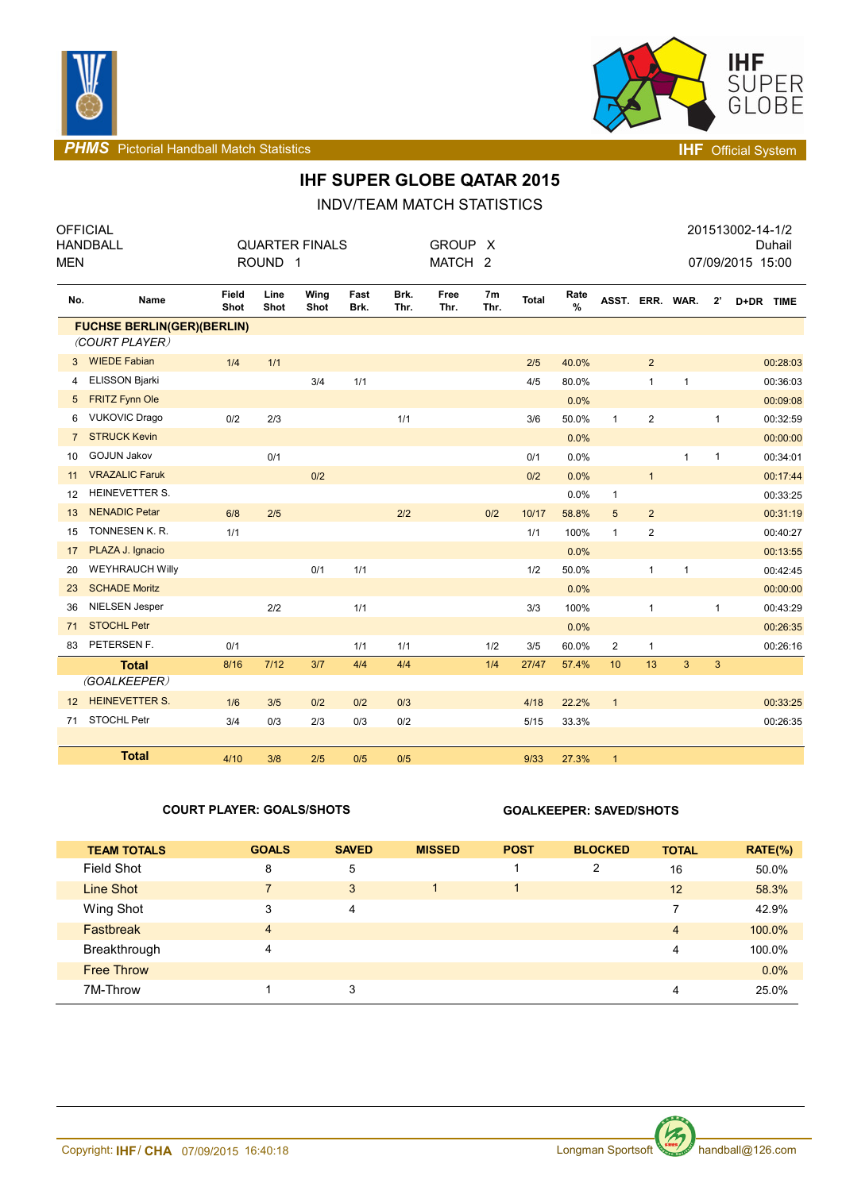# IHF SUPER GLOBE QATAR 2015

## INDV/TEAM MATCH STATISTICS

| OFFICIAL | | | 201513002-14-1/2 |
|---|---|---|---|
| HANDBALL | QUARTER FINALS | GROUP X | Duhail |
| MEN | ROUND 1 | MATCH 2 | 07/09/2015 15:00 |

| No. | Name | Field Shot | Line Shot | Wing Shot | Fast Brk. | Brk. Thr. | Free Thr. | 7m Thr. | Total | Rate % | ASST. | ERR. | WAR. | 2' | D+DR | TIME |
|---|---|---|---|---|---|---|---|---|---|---|---|---|---|---|---|---|
| | **FUCHSE BERLIN(GER)(BERLIN)** | | | | | | | | | | | | | | | |
| | *(COURT PLAYER)* | | | | | | | | | | | | | | | |
| 3 | WIEDE Fabian | 1/4 | 1/1 | | | | | | 2/5 | 40.0% | | 2 | | | | 00:28:03 |
| 4 | ELISSON Bjarki | | | 3/4 | 1/1 | | | | 4/5 | 80.0% | | 1 | 1 | | | 00:36:03 |
| 5 | FRITZ Fynn Ole | | | | | | | | | 0.0% | | | | | | 00:09:08 |
| 6 | VUKOVIC Drago | 0/2 | 2/3 | | | 1/1 | | | 3/6 | 50.0% | 1 | 2 | | 1 | | 00:32:59 |
| 7 | STRUCK Kevin | | | | | | | | | 0.0% | | | | | | 00:00:00 |
| 10 | GOJUN Jakov | | 0/1 | | | | | | 0/1 | 0.0% | | | 1 | 1 | | 00:34:01 |
| 11 | VRAZALIC Faruk | | | 0/2 | | | | | 0/2 | 0.0% | | 1 | | | | 00:17:44 |
| 12 | HEINEVETTER S. | | | | | | | | | 0.0% | 1 | | | | | 00:33:25 |
| 13 | NENADIC Petar | 6/8 | 2/5 | | | 2/2 | | 0/2 | 10/17 | 58.8% | 5 | 2 | | | | 00:31:19 |
| 15 | TONNESEN K. R. | 1/1 | | | | | | | 1/1 | 100% | 1 | 2 | | | | 00:40:27 |
| 17 | PLAZA J. Ignacio | | | | | | | | | 0.0% | | | | | | 00:13:55 |
| 20 | WEYHRAUCH Willy | | | 0/1 | 1/1 | | | | 1/2 | 50.0% | | 1 | 1 | | | 00:42:45 |
| 23 | SCHADE Moritz | | | | | | | | | 0.0% | | | | | | 00:00:00 |
| 36 | NIELSEN Jesper | | 2/2 | | 1/1 | | | | 3/3 | 100% | | 1 | | 1 | | 00:43:29 |
| 71 | STOCHL Petr | | | | | | | | | 0.0% | | | | | | 00:26:35 |
| 83 | PETERSEN F. | 0/1 | | | 1/1 | 1/1 | | 1/2 | 3/5 | 60.0% | 2 | 1 | | | | 00:26:16 |
| | **Total** | 8/16 | 7/12 | 3/7 | 4/4 | 4/4 | | 1/4 | 27/47 | 57.4% | 10 | 13 | 3 | 3 | | |
| | *(GOALKEEPER)* | | | | | | | | | | | | | | | |
| 12 | HEINEVETTER S. | 1/6 | 3/5 | 0/2 | 0/2 | 0/3 | | | 4/18 | 22.2% | 1 | | | | | 00:33:25 |
| 71 | STOCHL Petr | 3/4 | 0/3 | 2/3 | 0/3 | 0/2 | | | 5/15 | 33.3% | | | | | | 00:26:35 |
| | **Total** | 4/10 | 3/8 | 2/5 | 0/5 | 0/5 | | | 9/33 | 27.3% | 1 | | | | | |

**COURT PLAYER: GOALS/SHOTS** **GOALKEEPER: SAVED/SHOTS**

| TEAM TOTALS | GOALS | SAVED | MISSED | POST | BLOCKED | TOTAL | RATE(%) |
|---|---|---|---|---|---|---|---|
| Field Shot | 8 | 5 | | 1 | 2 | 16 | 50.0% |
| Line Shot | 7 | 3 | 1 | 1 | | 12 | 58.3% |
| Wing Shot | 3 | 4 | | | | 7 | 42.9% |
| Fastbreak | 4 | | | | | 4 | 100.0% |
| Breakthrough | 4 | | | | | 4 | 100.0% |
| Free Throw | | | | | | | 0.0% |
| 7M-Throw | 1 | 3 | | | | 4 | 25.0% |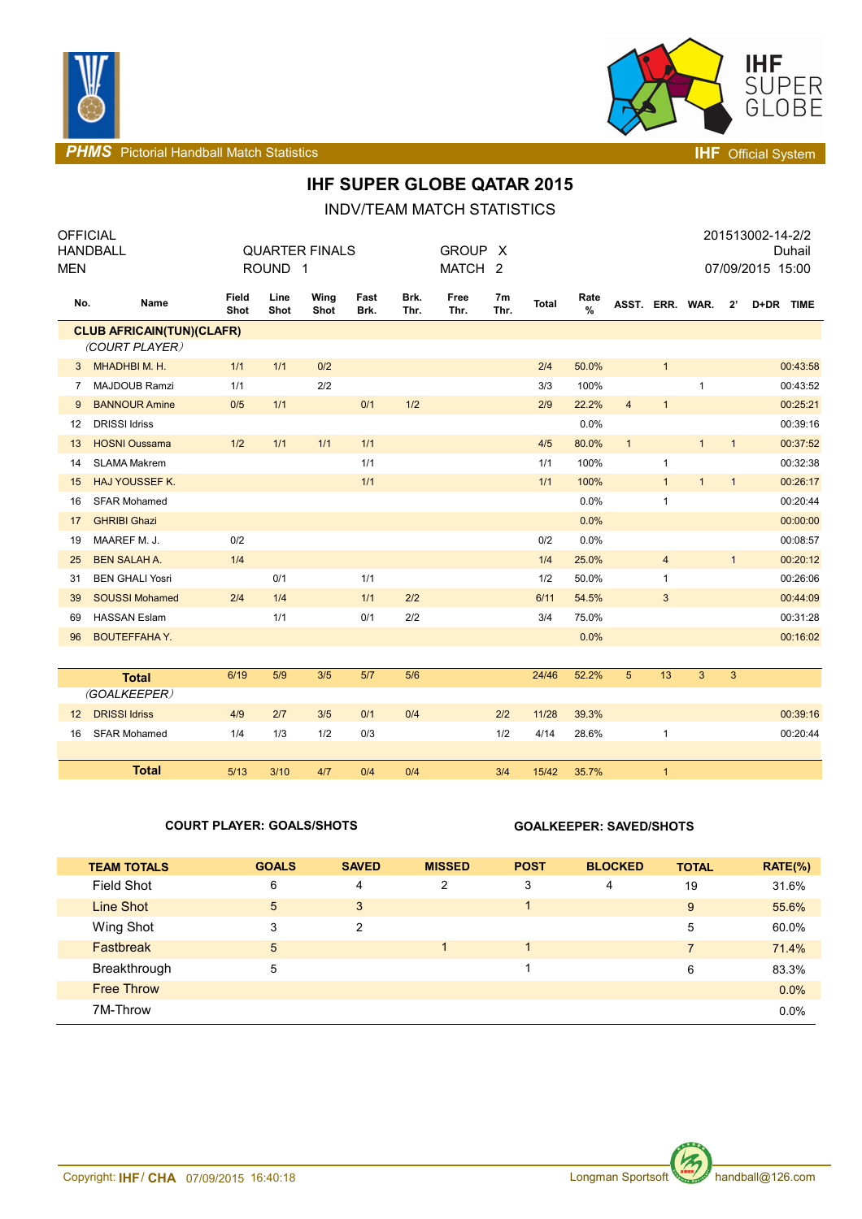PHMS Pictorial Handball Match Statistics — IHF Official System

# IHF SUPER GLOBE QATAR 2015

## INDV/TEAM MATCH STATISTICS

OFFICIAL HANDBALL MEN — QUARTER FINALS ROUND 1 — GROUP X MATCH 2 — 201513002-14-2/2 Duhail 07/09/2015 15:00

| No. | Name | Field Shot | Line Shot | Wing Shot | Fast Brk. | Brk. Thr. | Free Thr. | 7m Thr. | Total | Rate % | ASST. | ERR. | WAR. | 2' | D+DR | TIME |
|---|---|---|---|---|---|---|---|---|---|---|---|---|---|---|---|---|
| | **CLUB AFRICAIN(TUN)(CLAFR)** | | | | | | | | | | | | | | | |
| | *(COURT PLAYER)* | | | | | | | | | | | | | | | |
| 3 | MHADHBI M. H. | 1/1 | 1/1 | 0/2 | | | | | 2/4 | 50.0% | | 1 | | | | 00:43:58 |
| 7 | MAJDOUB Ramzi | 1/1 | | 2/2 | | | | | 3/3 | 100% | | | 1 | | | 00:43:52 |
| 9 | BANNOUR Amine | 0/5 | 1/1 | | 0/1 | 1/2 | | | 2/9 | 22.2% | 4 | 1 | | | | 00:25:21 |
| 12 | DRISSI Idriss | | | | | | | | | 0.0% | | | | | | 00:39:16 |
| 13 | HOSNI Oussama | 1/2 | 1/1 | 1/1 | 1/1 | | | | 4/5 | 80.0% | 1 | | 1 | 1 | | 00:37:52 |
| 14 | SLAMA Makrem | | | | 1/1 | | | | 1/1 | 100% | | 1 | | | | 00:32:38 |
| 15 | HAJ YOUSSEF K. | | | | 1/1 | | | | 1/1 | 100% | | 1 | 1 | 1 | | 00:26:17 |
| 16 | SFAR Mohamed | | | | | | | | | 0.0% | | 1 | | | | 00:20:44 |
| 17 | GHRIBI Ghazi | | | | | | | | | 0.0% | | | | | | 00:00:00 |
| 19 | MAAREF M. J. | 0/2 | | | | | | | 0/2 | 0.0% | | | | | | 00:08:57 |
| 25 | BEN SALAH A. | 1/4 | | | | | | | 1/4 | 25.0% | | 4 | | 1 | | 00:20:12 |
| 31 | BEN GHALI Yosri | | 0/1 | | 1/1 | | | | 1/2 | 50.0% | | 1 | | | | 00:26:06 |
| 39 | SOUSSI Mohamed | 2/4 | 1/4 | | 1/1 | 2/2 | | | 6/11 | 54.5% | | 3 | | | | 00:44:09 |
| 69 | HASSAN Eslam | | 1/1 | | 0/1 | 2/2 | | | 3/4 | 75.0% | | | | | | 00:31:28 |
| 96 | BOUTEFFAHA Y. | | | | | | | | | 0.0% | | | | | | 00:16:02 |
| | **Total** | 6/19 | 5/9 | 3/5 | 5/7 | 5/6 | | | 24/46 | 52.2% | 5 | 13 | 3 | 3 | | |
| | *(GOALKEEPER)* | | | | | | | | | | | | | | | |
| 12 | DRISSI Idriss | 4/9 | 2/7 | 3/5 | 0/1 | 0/4 | | 2/2 | 11/28 | 39.3% | | | | | | 00:39:16 |
| 16 | SFAR Mohamed | 1/4 | 1/3 | 1/2 | 0/3 | | | 1/2 | 4/14 | 28.6% | | 1 | | | | 00:20:44 |
| | **Total** | 5/13 | 3/10 | 4/7 | 0/4 | 0/4 | | 3/4 | 15/42 | 35.7% | | 1 | | | | |

**COURT PLAYER: GOALS/SHOTS** — **GOALKEEPER: SAVED/SHOTS**

| TEAM TOTALS | GOALS | SAVED | MISSED | POST | BLOCKED | TOTAL | RATE(%) |
|---|---|---|---|---|---|---|---|
| Field Shot | 6 | 4 | 2 | 3 | 4 | 19 | 31.6% |
| Line Shot | 5 | 3 | | 1 | | 9 | 55.6% |
| Wing Shot | 3 | 2 | | | | 5 | 60.0% |
| Fastbreak | 5 | | 1 | 1 | | 7 | 71.4% |
| Breakthrough | 5 | | | 1 | | 6 | 83.3% |
| Free Throw | | | | | | | 0.0% |
| 7M-Throw | | | | | | | 0.0% |

Copyright: IHF / CHA 07/09/2015 16:40:18 — Longman Sportsoft — handball@126.com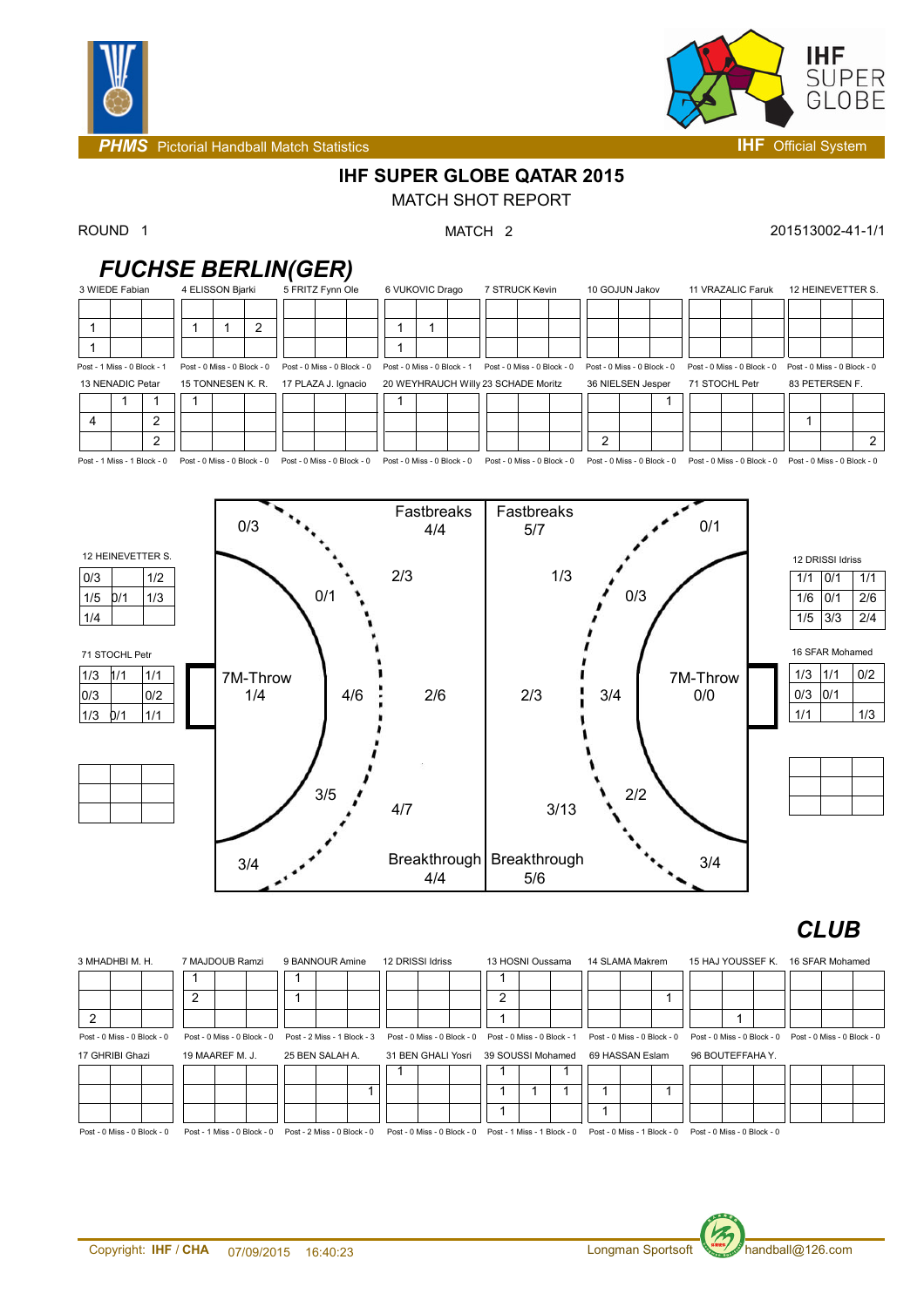PHMS Pictorial Handball Match Statistics

IHF Official System

# IHF SUPER GLOBE QATAR 2015

MATCH SHOT REPORT

ROUND 1

MATCH 2

201513002-41-1/1

## FUCHSE BERLIN(GER)

3 WIEDE Fabian
Post - 1 Miss - 0 Block - 1

4 ELISSON Bjarki
Post - 0 Miss - 0 Block - 1

5 FRITZ Fynn Ole
Post - 0 Miss - 0 Block - 0

6 VUKOVIC Drago
Post - 0 Miss - 0 Block - 1

7 STRUCK Kevin
Post - 0 Miss - 0 Block - 0

10 GOJUN Jakov
Post - 0 Miss - 0 Block - 0

11 VRAZALIC Faruk
Post - 0 Miss - 0 Block - 0

12 HEINEVETTER S.
Post - 0 Miss - 0 Block - 0

13 NENADIC Petar
Post - 1 Miss - 1 Block - 0

15 TONNESEN K. R.
Post - 0 Miss - 0 Block - 0

17 PLAZA J. Ignacio
Post - 0 Miss - 0 Block - 0

20 WEYHRAUCH Willy
Post - 0 Miss - 0 Block - 0

23 SCHADE Moritz
Post - 0 Miss - 0 Block - 0

36 NIELSEN Jesper
Post - 0 Miss - 0 Block - 0

71 STOCHL Petr
Post - 0 Miss - 0 Block - 0

83 PETERSEN F.
Post - 0 Miss - 0 Block - 0

12 HEINEVETTER S.

| | | |
|---|---|---|
| 0/3 | | 1/2 |
| 1/5 | 0/1 | 1/3 |
| 1/4 | | |

71 STOCHL Petr

| | | |
|---|---|---|
| 1/3 | 1/1 | 1/1 |
| 0/3 | | 0/2 |
| 1/3 | 0/1 | 1/1 |

12 DRISSI Idriss

| | | |
|---|---|---|
| 1/1 | 0/1 | 1/1 |
| 1/6 | 0/1 | 2/6 |
| 1/5 | 3/3 | 2/4 |

16 SFAR Mohamed

| | | |
|---|---|---|
| 1/3 | 1/1 | 0/2 |
| 0/3 | 0/1 | |
| 1/1 | | 1/3 |

Fastbreaks 4/4

Fastbreaks 5/7

0/3

2/3

0/1

7M-Throw 1/4

4/6

2/6

3/5

4/7

3/4

Breakthrough 4/4

0/1

1/3

0/3

7M-Throw 0/0

2/3

3/4

2/2

3/13

3/4

Breakthrough 5/6

## CLUB

3 MHADHBI M. H.
Post - 0 Miss - 0 Block - 0

7 MAJDOUB Ramzi
Post - 0 Miss - 0 Block - 0

9 BANNOUR Amine
Post - 2 Miss - 1 Block - 3

12 DRISSI Idriss
Post - 0 Miss - 0 Block - 0

13 HOSNI Oussama
Post - 0 Miss - 0 Block - 1

14 SLAMA Makrem
Post - 0 Miss - 0 Block - 0

15 HAJ YOUSSEF K.
Post - 0 Miss - 0 Block - 0

16 SFAR Mohamed
Post - 0 Miss - 0 Block - 0

17 GHRIBI Ghazi
Post - 0 Miss - 0 Block - 0

19 MAAREF M. J.
Post - 1 Miss - 1 Block - 0

25 BEN SALAH A.
Post - 2 Miss - 2 Block - 0

31 BEN GHALI Yosri
Post - 0 Miss - 0 Block - 0

39 SOUSSI Mohamed
Post - 1 Miss - 1 Block - 0

69 HASSAN Eslam
Post - 0 Miss - 1 Block - 0

96 BOUTEFFAHA Y.
Post - 0 Miss - 0 Block - 0

Copyright: IHF / CHA 07/09/2015 16:40:23

Longman Sportsoft handball@126.com